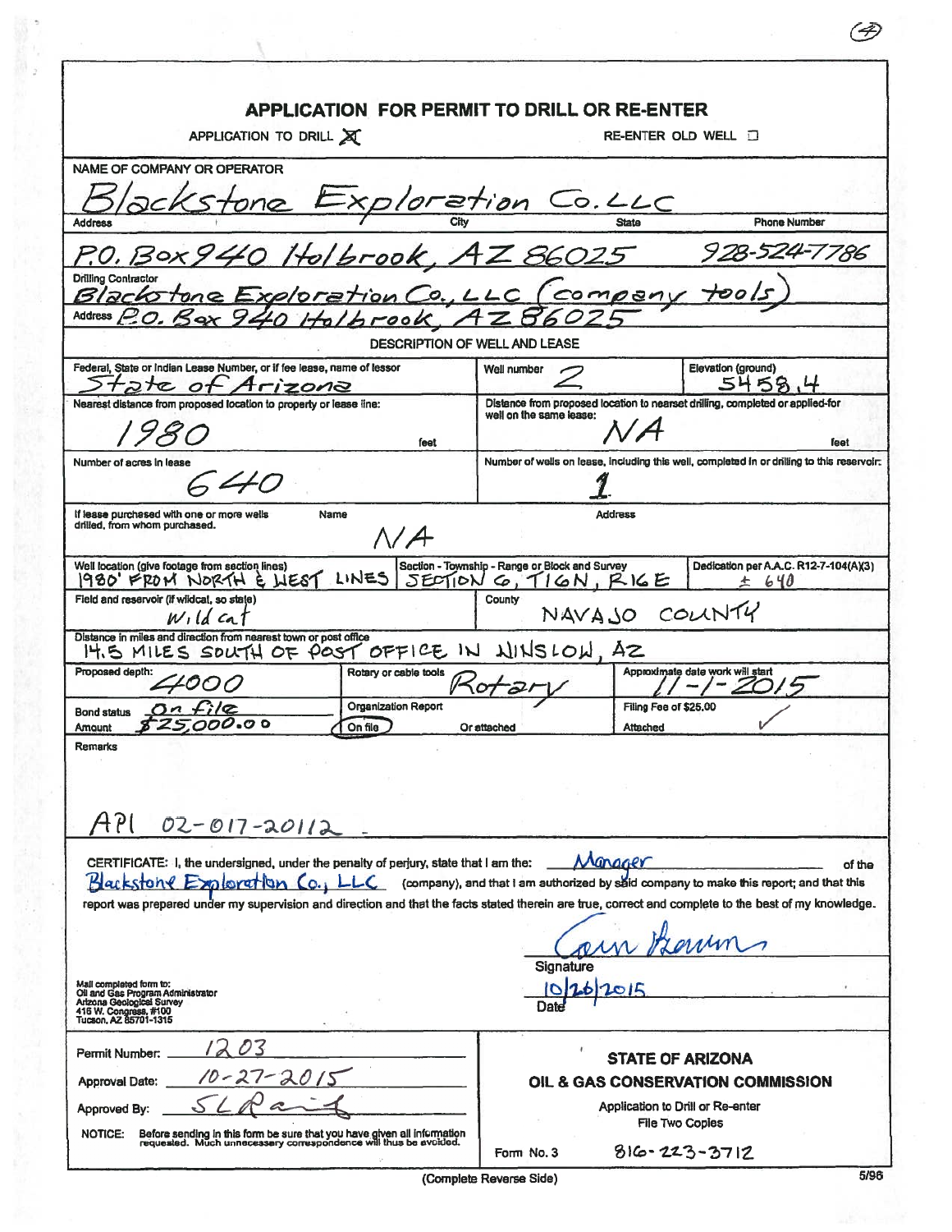# APPLICATION FOR PERMIT TO DRILL OR RE-ENTER

APPLICATION TO DRILL ☒ RE-ENTER OLD WELL ☐

**NAME OF COMPANY OR OPERATOR**

Blackstone Exploration Co. LLC

| Address | City | State | Phone Number |
|---|---|---|---|
| P.O. Box 940 | Holbrook, | AZ 86025 | 928-524-7786 |

**Drilling Contractor**

Blackstone Exploration Co., LLC (company tools)

Address P.O. Box 940 Holbrook, AZ 86025

## DESCRIPTION OF WELL AND LEASE

| | | |
|---|---|---|
| Federal, State or Indian Lease Number, or if fee lease, name of lessor: State of Arizona | Well number: 2 | Elevation (ground): 5458.4 |
| Nearest distance from proposed location to property or lease line: 1980 feet | Distance from proposed location to nearest drilling, completed or applied-for well on the same lease: NA feet | |
| Number of acres in lease: 640 | Number of wells on lease, including this well, completed in or drilling to this reservoir: 1 | |
| If lease purchased with one or more wells drilled, from whom purchased. Name: N/A | Address: | |
| Well location (give footage from section lines): 1980' FROM NORTH & WEST LINES | Section - Township - Range or Block and Survey: SECTION 6, T16N, R16E | Dedication per A.A.C. R12-7-104(A)(3): ± 640 |
| Field and reservoir (if wildcat, so state): Wild cat | County: NAVAJO COUNTY | |
| Distance in miles and direction from nearest town or post office: 14.5 MILES SOUTH OF POST OFFICE IN WINSLOW, AZ | | |
| Proposed depth: 4000 | Rotary or cable tools: Rotary | Approximate date work will start: 11-1-2015 |
| Bond status: On file / Amount: $25,000.00 | Organization Report: (On file) Or attached | Filing Fee of $25.00 Attached ✓ |

**Remarks**

API 02-017-20112

CERTIFICATE: I, the undersigned, under the penalty of perjury, state that I am the: Manager of the Blackstone Exploration Co., LLC (company), and that I am authorized by said company to make this report; and that this report was prepared under my supervision and direction and that the facts stated therein are true, correct and complete to the best of my knowledge.

Signature: [signature]

Date: 10/26/2015

Mail completed form to:
Oil and Gas Program Administrator
Arizona Geological Survey
416 W. Congress, #100
Tucson, AZ 85701-1315

Permit Number: 1203

Approval Date: 10-27-2015

Approved By: SL Rauzi

NOTICE: Before sending in this form be sure that you have given all information requested. Much unnecessary correspondence will thus be avoided.

**STATE OF ARIZONA**
**OIL & GAS CONSERVATION COMMISSION**

Application to Drill or Re-enter
File Two Copies

Form No. 3 816-223-3712

(Complete Reverse Side)

5/96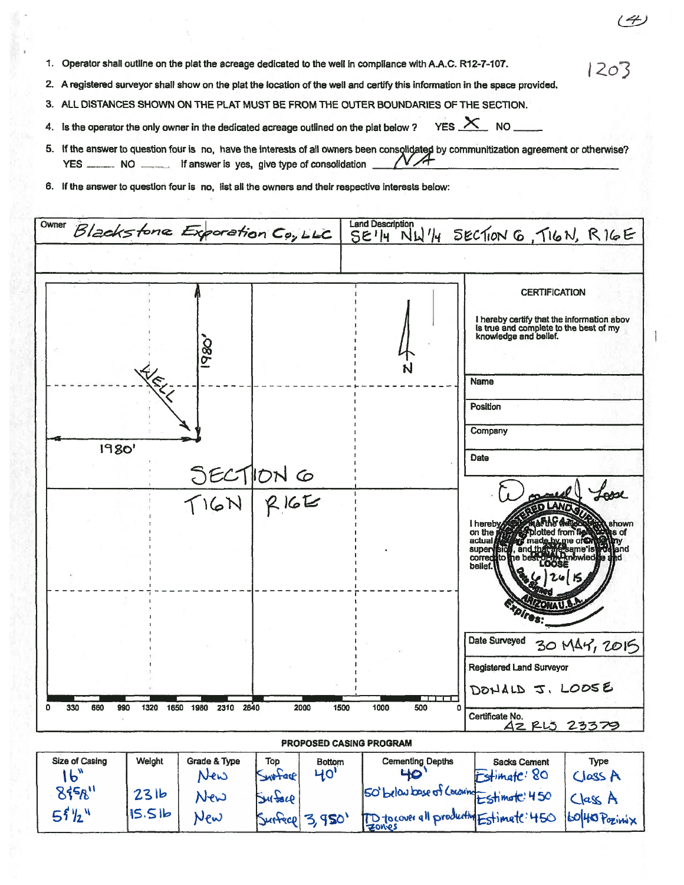(4)

1203

1. Operator shall outline on the plat the acreage dedicated to the well in compliance with A.A.C. R12-7-107.
2. A registered surveyor shall show on the plat the location of the well and certify this information in the space provided.
3. ALL DISTANCES SHOWN ON THE PLAT MUST BE FROM THE OUTER BOUNDARIES OF THE SECTION.
4. Is the operator the only owner in the dedicated acreage outlined on the plat below? YES X NO ____
5. If the answer to question four is no, have the interests of all owners been consolidated by communitization agreement or otherwise? YES ____ NO ____ If answer is yes, give type of consolidation N/A
6. If the answer to question four is no, list all the owners and their respective interests below:

| Owner | Land Description |
|---|---|
| Blackstone Exploration Co, LLC | SE 1/4 NW 1/4 SECTION 6, T16N, R16E |

1980'

WELL

1980'

N

SECTION 6
T16N R16E

0 330 660 990 1320 1650 1980 2310 2640 2000 1500 1000 500 0

**CERTIFICATION**

I hereby certify that the information above is true and complete to the best of my knowledge and belief.

Name

Position

Company

Date

I hereby certify that the well location shown on the plat was plotted from field notes of actual surveys made by me or under my supervision, and that the same is true and correct to the best of my knowledge and belief.

(Seal: REGISTERED LAND SURVEYOR, CERTIFICATE No. 23379, DONALD J. LOOSE, Date Signed 6/26/15, ARIZONA U.S.A., Expires:)

Date Surveyed: 30 MAY, 2015

Registered Land Surveyor: DONALD J. LOOSE

Certificate No.: AZ RLS 23379

**PROPOSED CASING PROGRAM**

| Size of Casing | Weight | Grade & Type | Top | Bottom | Cementing Depths | Sacks Cement | Type |
|---|---|---|---|---|---|---|---|
| 16" | | New | Surface | 40' | 40' | Estimate: 80 | Class A |
| 8 5/8" | 23 lb | New | Surface | | 50' below base of Coconino | Estimate: 450 | Class A |
| 5 1/2" | 15.5 lb | New | Surface | 3,950' | TD to cover all productive zones | Estimate: 450 | 60/40 Pozmix |